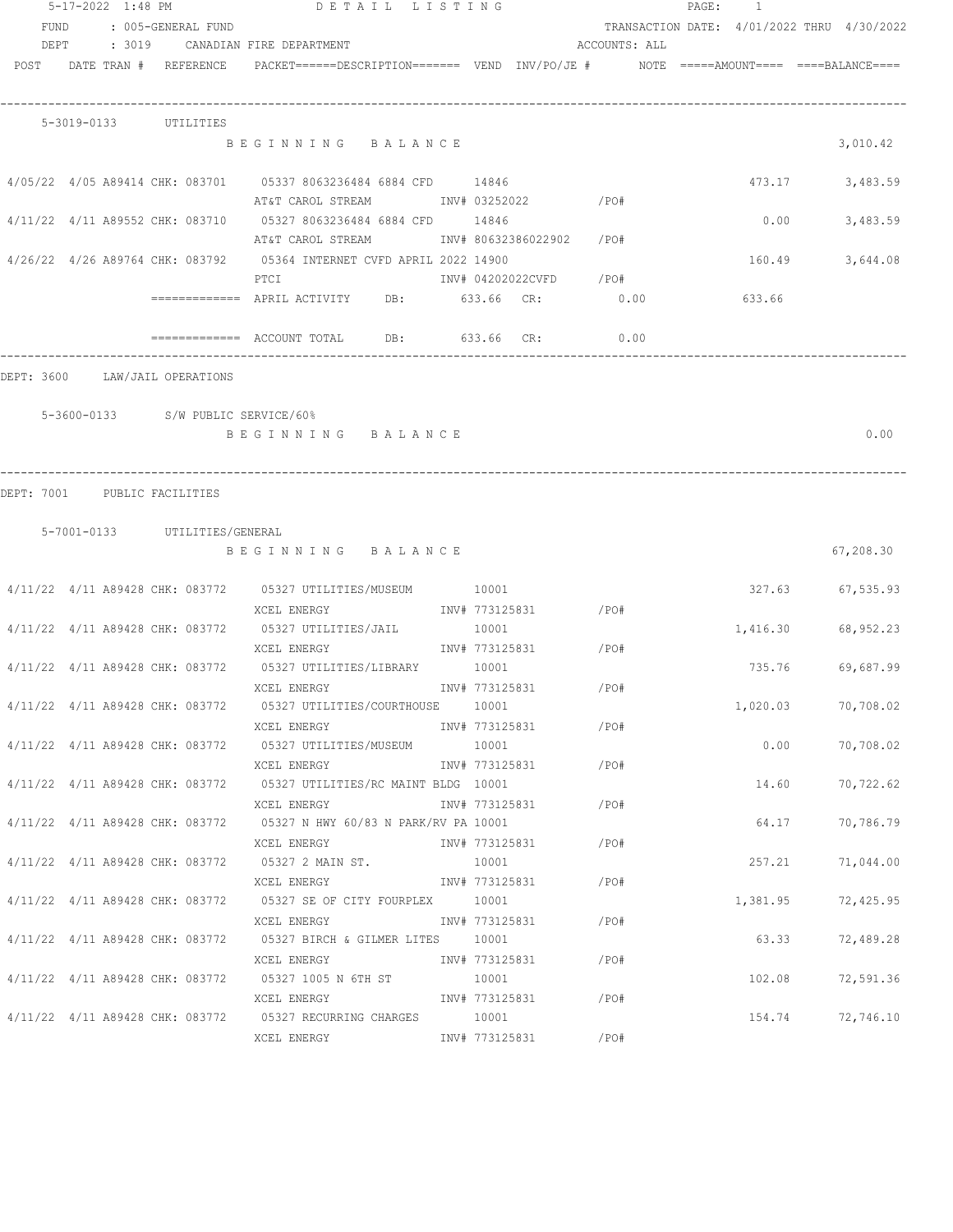5-17-2022 1:48 PM — DETAIL LISTING

FUND : 005-GENERAL FUND — TRANSACTION DATE: 4/01/2022 THRU 4/30/2022

DEPT : 3019 CANADIAN FIRE DEPARTMENT — ACCOUNTS: ALL

| POST | DATE | TRAN # | REFERENCE | PACKET | DESCRIPTION | VEND | INV/PO/JE # | NOTE | AMOUNT | BALANCE |
|---|---|---|---|---|---|---|---|---|---|---|

### 5-3019-0133 UTILITIES

| POST | DATE | TRAN # | REFERENCE | PACKET | DESCRIPTION | VEND | INV/PO/JE # | NOTE | AMOUNT | BALANCE |
|---|---|---|---|---|---|---|---|---|---|---|
| | | | | | BEGINNING BALANCE | | | | | 3,010.42 |
| 4/05/22 | 4/05 | A89414 | CHK: 083701 | 05337 | 8063236484 6884 CFD / AT&T CAROL STREAM | 14846 | INV# 03252022 /PO# | | 473.17 | 3,483.59 |
| 4/11/22 | 4/11 | A89552 | CHK: 083710 | 05327 | 8063236484 6884 CFD / AT&T CAROL STREAM | 14846 | INV# 80632386022902 /PO# | | 0.00 | 3,483.59 |
| 4/26/22 | 4/26 | A89764 | CHK: 083792 | 05364 | INTERNET CVFD APRIL 2022 / PTCI | 14900 | INV# 04202022CVFD /PO# | | 160.49 | 3,644.08 |
| | | | | | ============= APRIL ACTIVITY DB: 633.66 CR: 0.00 | | | | 633.66 | |
| | | | | | ============= ACCOUNT TOTAL DB: 633.66 CR: 0.00 | | | | | |

## DEPT: 3600 LAW/JAIL OPERATIONS

### 5-3600-0133 S/W PUBLIC SERVICE/60%

| POST | DATE | TRAN # | REFERENCE | PACKET | DESCRIPTION | VEND | INV/PO/JE # | NOTE | AMOUNT | BALANCE |
|---|---|---|---|---|---|---|---|---|---|---|
| | | | | | BEGINNING BALANCE | | | | | 0.00 |

## DEPT: 7001 PUBLIC FACILITIES

### 5-7001-0133 UTILITIES/GENERAL

| POST | DATE | TRAN # | REFERENCE | PACKET | DESCRIPTION | VEND | INV/PO/JE # | NOTE | AMOUNT | BALANCE |
|---|---|---|---|---|---|---|---|---|---|---|
| | | | | | BEGINNING BALANCE | | | | | 67,208.30 |
| 4/11/22 | 4/11 | A89428 | CHK: 083772 | 05327 | UTILITIES/MUSEUM / XCEL ENERGY | 10001 | INV# 773125831 /PO# | | 327.63 | 67,535.93 |
| 4/11/22 | 4/11 | A89428 | CHK: 083772 | 05327 | UTILITIES/JAIL / XCEL ENERGY | 10001 | INV# 773125831 /PO# | | 1,416.30 | 68,952.23 |
| 4/11/22 | 4/11 | A89428 | CHK: 083772 | 05327 | UTILITIES/LIBRARY / XCEL ENERGY | 10001 | INV# 773125831 /PO# | | 735.76 | 69,687.99 |
| 4/11/22 | 4/11 | A89428 | CHK: 083772 | 05327 | UTILITIES/COURTHOUSE / XCEL ENERGY | 10001 | INV# 773125831 /PO# | | 1,020.03 | 70,708.02 |
| 4/11/22 | 4/11 | A89428 | CHK: 083772 | 05327 | UTILITIES/MUSEUM / XCEL ENERGY | 10001 | INV# 773125831 /PO# | | 0.00 | 70,708.02 |
| 4/11/22 | 4/11 | A89428 | CHK: 083772 | 05327 | UTILITIES/RC MAINT BLDG / XCEL ENERGY | 10001 | INV# 773125831 /PO# | | 14.60 | 70,722.62 |
| 4/11/22 | 4/11 | A89428 | CHK: 083772 | 05327 | N HWY 60/83 N PARK/RV PA / XCEL ENERGY | 10001 | INV# 773125831 /PO# | | 64.17 | 70,786.79 |
| 4/11/22 | 4/11 | A89428 | CHK: 083772 | 05327 | 2 MAIN ST. / XCEL ENERGY | 10001 | INV# 773125831 /PO# | | 257.21 | 71,044.00 |
| 4/11/22 | 4/11 | A89428 | CHK: 083772 | 05327 | SE OF CITY FOURPLEX / XCEL ENERGY | 10001 | INV# 773125831 /PO# | | 1,381.95 | 72,425.95 |
| 4/11/22 | 4/11 | A89428 | CHK: 083772 | 05327 | BIRCH & GILMER LITES / XCEL ENERGY | 10001 | INV# 773125831 /PO# | | 63.33 | 72,489.28 |
| 4/11/22 | 4/11 | A89428 | CHK: 083772 | 05327 | 1005 N 6TH ST / XCEL ENERGY | 10001 | INV# 773125831 /PO# | | 102.08 | 72,591.36 |
| 4/11/22 | 4/11 | A89428 | CHK: 083772 | 05327 | RECURRING CHARGES / XCEL ENERGY | 10001 | INV# 773125831 /PO# | | 154.74 | 72,746.10 |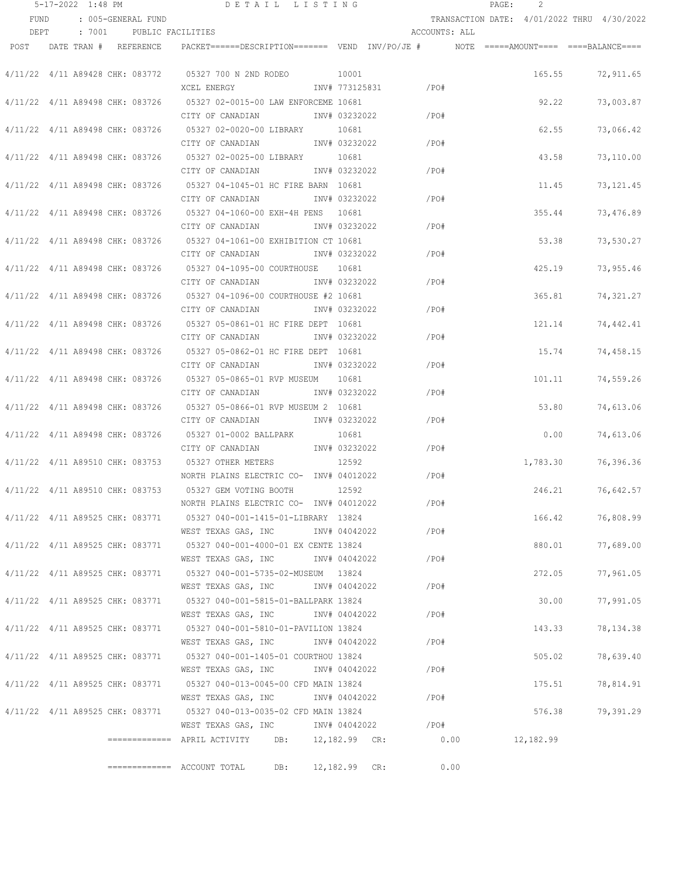5-17-2022 1:48 PM — DETAIL LISTING

FUND : 005-GENERAL FUND — TRANSACTION DATE: 4/01/2022 THRU 4/30/2022

DEPT : 7001 PUBLIC FACILITIES — ACCOUNTS: ALL

| POST | DATE | TRAN # | REFERENCE | PACKET | DESCRIPTION | VEND | INV/PO/JE # | NOTE | AMOUNT | BALANCE |
|---|---|---|---|---|---|---|---|---|---|---|
| 4/11/22 | 4/11 | A89428 | CHK: 083772 | 05327 | 700 N 2ND RODEO / XCEL ENERGY | 10001 | INV# 773125831 /PO# | | 165.55 | 72,911.65 |
| 4/11/22 | 4/11 | A89498 | CHK: 083726 | 05327 | 02-0015-00 LAW ENFORCEME / CITY OF CANADIAN | 10681 | INV# 03232022 /PO# | | 92.22 | 73,003.87 |
| 4/11/22 | 4/11 | A89498 | CHK: 083726 | 05327 | 02-0020-00 LIBRARY / CITY OF CANADIAN | 10681 | INV# 03232022 /PO# | | 62.55 | 73,066.42 |
| 4/11/22 | 4/11 | A89498 | CHK: 083726 | 05327 | 02-0025-00 LIBRARY / CITY OF CANADIAN | 10681 | INV# 03232022 /PO# | | 43.58 | 73,110.00 |
| 4/11/22 | 4/11 | A89498 | CHK: 083726 | 05327 | 04-1045-01 HC FIRE BARN / CITY OF CANADIAN | 10681 | INV# 03232022 /PO# | | 11.45 | 73,121.45 |
| 4/11/22 | 4/11 | A89498 | CHK: 083726 | 05327 | 04-1060-00 EXH-4H PENS / CITY OF CANADIAN | 10681 | INV# 03232022 /PO# | | 355.44 | 73,476.89 |
| 4/11/22 | 4/11 | A89498 | CHK: 083726 | 05327 | 04-1061-00 EXHIBITION CT / CITY OF CANADIAN | 10681 | INV# 03232022 /PO# | | 53.38 | 73,530.27 |
| 4/11/22 | 4/11 | A89498 | CHK: 083726 | 05327 | 04-1095-00 COURTHOUSE / CITY OF CANADIAN | 10681 | INV# 03232022 /PO# | | 425.19 | 73,955.46 |
| 4/11/22 | 4/11 | A89498 | CHK: 083726 | 05327 | 04-1096-00 COURTHOUSE #2 / CITY OF CANADIAN | 10681 | INV# 03232022 /PO# | | 365.81 | 74,321.27 |
| 4/11/22 | 4/11 | A89498 | CHK: 083726 | 05327 | 05-0861-01 HC FIRE DEPT / CITY OF CANADIAN | 10681 | INV# 03232022 /PO# | | 121.14 | 74,442.41 |
| 4/11/22 | 4/11 | A89498 | CHK: 083726 | 05327 | 05-0862-01 HC FIRE DEPT / CITY OF CANADIAN | 10681 | INV# 03232022 /PO# | | 15.74 | 74,458.15 |
| 4/11/22 | 4/11 | A89498 | CHK: 083726 | 05327 | 05-0865-01 RVP MUSEUM / CITY OF CANADIAN | 10681 | INV# 03232022 /PO# | | 101.11 | 74,559.26 |
| 4/11/22 | 4/11 | A89498 | CHK: 083726 | 05327 | 05-0866-01 RVP MUSEUM 2 / CITY OF CANADIAN | 10681 | INV# 03232022 /PO# | | 53.80 | 74,613.06 |
| 4/11/22 | 4/11 | A89498 | CHK: 083726 | 05327 | 01-0002 BALLPARK / CITY OF CANADIAN | 10681 | INV# 03232022 /PO# | | 0.00 | 74,613.06 |
| 4/11/22 | 4/11 | A89510 | CHK: 083753 | 05327 | OTHER METERS / NORTH PLAINS ELECTRIC CO- | 12592 | INV# 04012022 /PO# | | 1,783.30 | 76,396.36 |
| 4/11/22 | 4/11 | A89510 | CHK: 083753 | 05327 | GEM VOTING BOOTH / NORTH PLAINS ELECTRIC CO- | 12592 | INV# 04012022 /PO# | | 246.21 | 76,642.57 |
| 4/11/22 | 4/11 | A89525 | CHK: 083771 | 05327 | 040-001-1415-01-LIBRARY / WEST TEXAS GAS, INC | 13824 | INV# 04042022 /PO# | | 166.42 | 76,808.99 |
| 4/11/22 | 4/11 | A89525 | CHK: 083771 | 05327 | 040-001-4000-01 EX CENTE / WEST TEXAS GAS, INC | 13824 | INV# 04042022 /PO# | | 880.01 | 77,689.00 |
| 4/11/22 | 4/11 | A89525 | CHK: 083771 | 05327 | 040-001-5735-02-MUSEUM / WEST TEXAS GAS, INC | 13824 | INV# 04042022 /PO# | | 272.05 | 77,961.05 |
| 4/11/22 | 4/11 | A89525 | CHK: 083771 | 05327 | 040-001-5815-01-BALLPARK / WEST TEXAS GAS, INC | 13824 | INV# 04042022 /PO# | | 30.00 | 77,991.05 |
| 4/11/22 | 4/11 | A89525 | CHK: 083771 | 05327 | 040-001-5810-01-PAVILION / WEST TEXAS GAS, INC | 13824 | INV# 04042022 /PO# | | 143.33 | 78,134.38 |
| 4/11/22 | 4/11 | A89525 | CHK: 083771 | 05327 | 040-001-1405-01 COURTHOU / WEST TEXAS GAS, INC | 13824 | INV# 04042022 /PO# | | 505.02 | 78,639.40 |
| 4/11/22 | 4/11 | A89525 | CHK: 083771 | 05327 | 040-013-0045-00 CFD MAIN / WEST TEXAS GAS, INC | 13824 | INV# 04042022 /PO# | | 175.51 | 78,814.91 |
| 4/11/22 | 4/11 | A89525 | CHK: 083771 | 05327 | 040-013-0035-02 CFD MAIN / WEST TEXAS GAS, INC | 13824 | INV# 04042022 /PO# | | 576.38 | 79,391.29 |

============= APRIL ACTIVITY DB: 12,182.99 CR: 0.00 12,182.99

============= ACCOUNT TOTAL DB: 12,182.99 CR: 0.00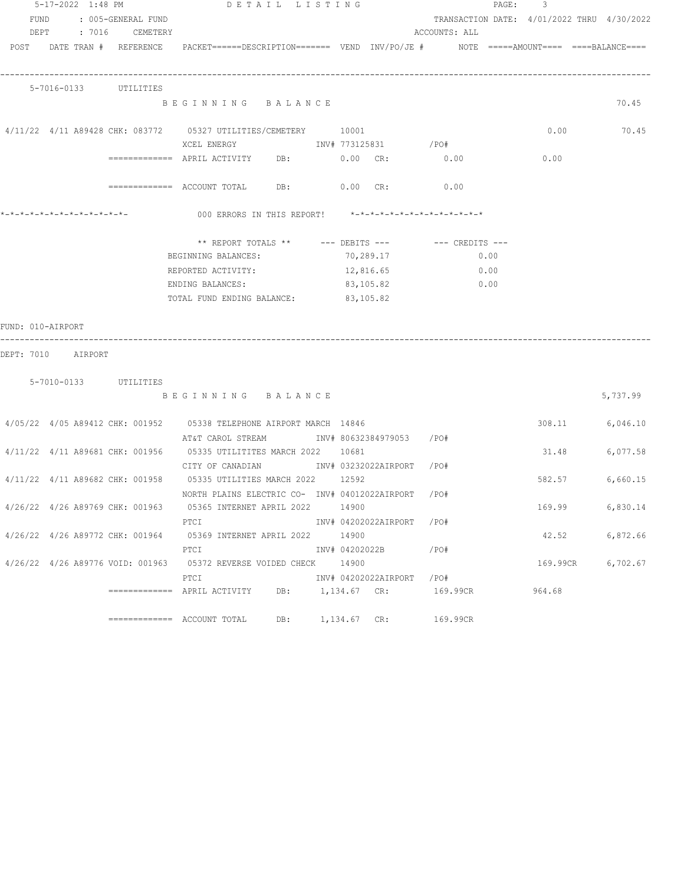5-17-2022 1:48 PM — DETAIL LISTING

FUND : 005-GENERAL FUND — TRANSACTION DATE: 4/01/2022 THRU 4/30/2022

DEPT : 7016 CEMETERY — ACCOUNTS: ALL

| POST | DATE | TRAN # | REFERENCE | PACKET | DESCRIPTION | VEND | INV/PO/JE # | NOTE | AMOUNT | BALANCE |
|---|---|---|---|---|---|---|---|---|---|---|

**5-7016-0133 UTILITIES**

BEGINNING BALANCE: 70.45

| POST | DATE | TRAN # | REFERENCE | PACKET | DESCRIPTION | VEND | INV/PO/JE # | AMOUNT | BALANCE |
|---|---|---|---|---|---|---|---|---|---|
| 4/11/22 | 4/11 | A89428 | CHK: 083772 | 05327 | UTILITIES/CEMETERY | 10001 | | 0.00 | 70.45 |
| | | | | | XCEL ENERGY | | INV# 773125831 /PO# | | |

============= APRIL ACTIVITY DB: 0.00 CR: 0.00 — 0.00

============= ACCOUNT TOTAL DB: 0.00 CR: 0.00

*-*-*-*-*-*-*-*-*-*-*-*-*- 000 ERRORS IN THIS REPORT! *-*-*-*-*-*-*-*-*-*-*-*-*-*

| ** REPORT TOTALS ** | --- DEBITS --- | --- CREDITS --- |
|---|---|---|
| BEGINNING BALANCES: | 70,289.17 | 0.00 |
| REPORTED ACTIVITY: | 12,816.65 | 0.00 |
| ENDING BALANCES: | 83,105.82 | 0.00 |
| TOTAL FUND ENDING BALANCE: | 83,105.82 | |

FUND: 010-AIRPORT

DEPT: 7010 AIRPORT

**5-7010-0133 UTILITIES**

BEGINNING BALANCE: 5,737.99

| POST | DATE | TRAN # | REFERENCE | PACKET | DESCRIPTION | VEND | INV/PO/JE # | AMOUNT | BALANCE |
|---|---|---|---|---|---|---|---|---|---|
| 4/05/22 | 4/05 | A89412 | CHK: 001952 | 05338 | TELEPHONE AIRPORT MARCH | 14846 | | 308.11 | 6,046.10 |
| | | | | | AT&T CAROL STREAM | | INV# 80632384979053 /PO# | | |
| 4/11/22 | 4/11 | A89681 | CHK: 001956 | 05335 | UTILITITES MARCH 2022 | 10681 | | 31.48 | 6,077.58 |
| | | | | | CITY OF CANADIAN | | INV# 03232022AIRPORT /PO# | | |
| 4/11/22 | 4/11 | A89682 | CHK: 001958 | 05335 | UTILITIES MARCH 2022 | 12592 | | 582.57 | 6,660.15 |
| | | | | | NORTH PLAINS ELECTRIC CO- | | INV# 04012022AIRPORT /PO# | | |
| 4/26/22 | 4/26 | A89769 | CHK: 001963 | 05365 | INTERNET APRIL 2022 | 14900 | | 169.99 | 6,830.14 |
| | | | | | PTCI | | INV# 04202022AIRPORT /PO# | | |
| 4/26/22 | 4/26 | A89772 | CHK: 001964 | 05369 | INTERNET APRIL 2022 | 14900 | | 42.52 | 6,872.66 |
| | | | | | PTCI | | INV# 04202022B /PO# | | |
| 4/26/22 | 4/26 | A89776 | VOID: 001963 | 05372 | REVERSE VOIDED CHECK | 14900 | | 169.99CR | 6,702.67 |
| | | | | | PTCI | | INV# 04202022AIRPORT /PO# | | |

============= APRIL ACTIVITY DB: 1,134.67 CR: 169.99CR — 964.68

============= ACCOUNT TOTAL DB: 1,134.67 CR: 169.99CR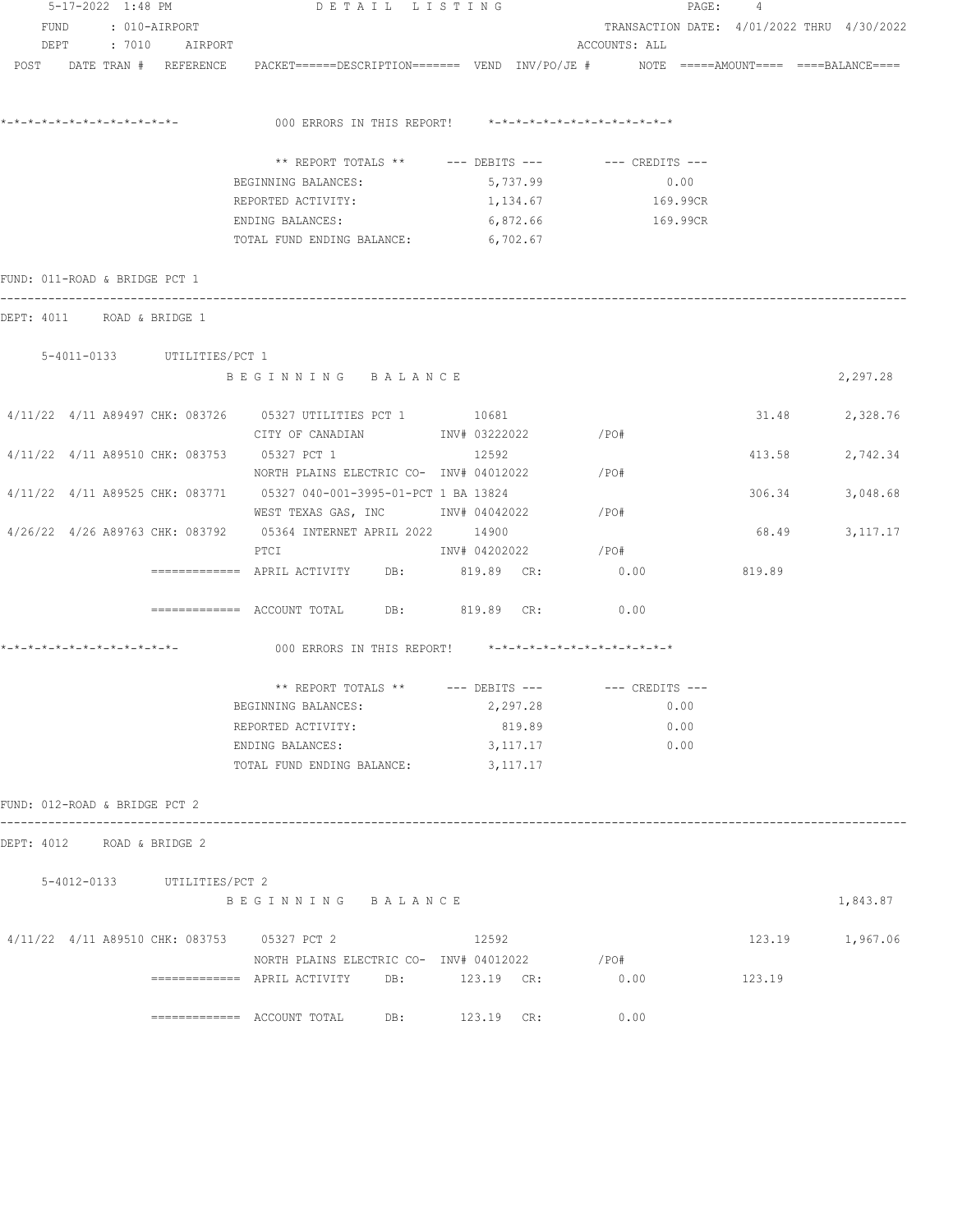5-17-2022 1:48 PM DETAIL LISTING

FUND : 010-AIRPORT TRANSACTION DATE: 4/01/2022 THRU 4/30/2022

DEPT : 7010 AIRPORT ACCOUNTS: ALL

POST DATE TRAN # REFERENCE PACKET======DESCRIPTION======= VEND INV/PO/JE # NOTE =====AMOUNT==== ====BALANCE====

*-*-*-*-*-*-*-*-*-*-*-*-*-*- 000 ERRORS IN THIS REPORT! *-*-*-*-*-*-*-*-*-*-*-*-*-*

| ** REPORT TOTALS ** | --- DEBITS --- | --- CREDITS --- |
|---|---|---|
| BEGINNING BALANCES: | 5,737.99 | 0.00 |
| REPORTED ACTIVITY: | 1,134.67 | 169.99CR |
| ENDING BALANCES: | 6,872.66 | 169.99CR |
| TOTAL FUND ENDING BALANCE: | 6,702.67 | |

FUND: 011-ROAD & BRIDGE PCT 1

DEPT: 4011 ROAD & BRIDGE 1

5-4011-0133 UTILITIES/PCT 1

BEGINNING BALANCE 2,297.28

| POST | DATE | TRAN # | REFERENCE | PACKET / DESCRIPTION | VEND | INV/PO/JE # | AMOUNT | BALANCE |
|---|---|---|---|---|---|---|---|---|
| 4/11/22 | 4/11 | A89497 | CHK: 083726 | 05327 UTILITIES PCT 1 | 10681 | | 31.48 | 2,328.76 |
| | | | | CITY OF CANADIAN | | INV# 03222022 /PO# | | |
| 4/11/22 | 4/11 | A89510 | CHK: 083753 | 05327 PCT 1 | 12592 | | 413.58 | 2,742.34 |
| | | | | NORTH PLAINS ELECTRIC CO- | | INV# 04012022 /PO# | | |
| 4/11/22 | 4/11 | A89525 | CHK: 083771 | 05327 040-001-3995-01-PCT 1 BA | 13824 | | 306.34 | 3,048.68 |
| | | | | WEST TEXAS GAS, INC | | INV# 04042022 /PO# | | |
| 4/26/22 | 4/26 | A89763 | CHK: 083792 | 05364 INTERNET APRIL 2022 | 14900 | | 68.49 | 3,117.17 |
| | | | | PTCI | | INV# 04202022 /PO# | | |

============= APRIL ACTIVITY DB: 819.89 CR: 0.00 819.89

============= ACCOUNT TOTAL DB: 819.89 CR: 0.00

*-*-*-*-*-*-*-*-*-*-*-*-*-*- 000 ERRORS IN THIS REPORT! *-*-*-*-*-*-*-*-*-*-*-*-*-*

| ** REPORT TOTALS ** | --- DEBITS --- | --- CREDITS --- |
|---|---|---|
| BEGINNING BALANCES: | 2,297.28 | 0.00 |
| REPORTED ACTIVITY: | 819.89 | 0.00 |
| ENDING BALANCES: | 3,117.17 | 0.00 |
| TOTAL FUND ENDING BALANCE: | 3,117.17 | |

FUND: 012-ROAD & BRIDGE PCT 2

DEPT: 4012 ROAD & BRIDGE 2

5-4012-0133 UTILITIES/PCT 2

BEGINNING BALANCE 1,843.87

| POST | DATE | TRAN # | REFERENCE | PACKET / DESCRIPTION | VEND | INV/PO/JE # | AMOUNT | BALANCE |
|---|---|---|---|---|---|---|---|---|
| 4/11/22 | 4/11 | A89510 | CHK: 083753 | 05327 PCT 2 | 12592 | | 123.19 | 1,967.06 |
| | | | | NORTH PLAINS ELECTRIC CO- | | INV# 04012022 /PO# | | |

============= APRIL ACTIVITY DB: 123.19 CR: 0.00 123.19

============= ACCOUNT TOTAL DB: 123.19 CR: 0.00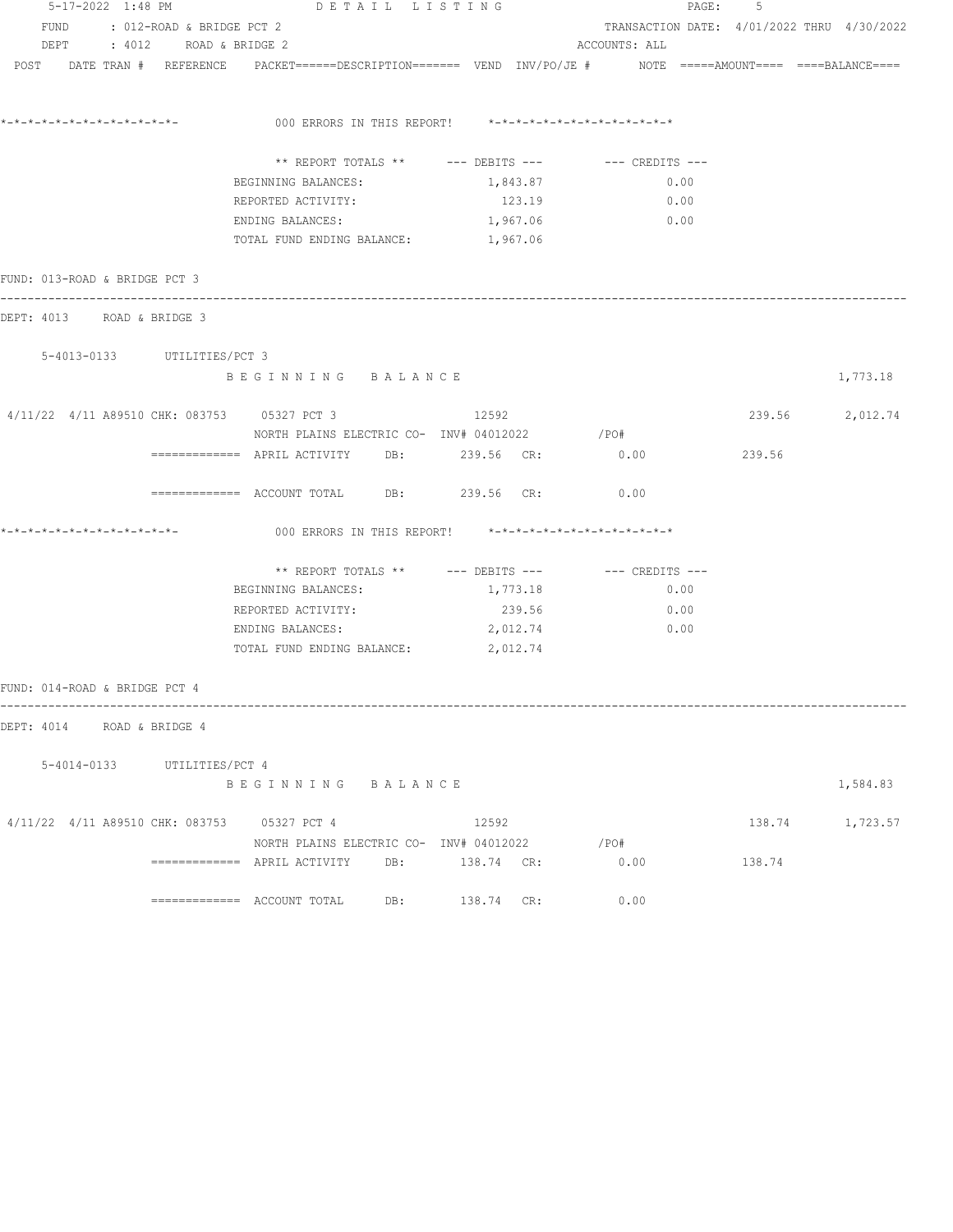5-17-2022 1:48 PM DETAIL LISTING

FUND : 012-ROAD & BRIDGE PCT 2 TRANSACTION DATE: 4/01/2022 THRU 4/30/2022

DEPT : 4012 ROAD & BRIDGE 2 ACCOUNTS: ALL

POST DATE TRAN # REFERENCE PACKET======DESCRIPTION======= VEND INV/PO/JE # NOTE =====AMOUNT==== ====BALANCE====

*-*-*-*-*-*-*-*-*-*-*-*-*- 000 ERRORS IN THIS REPORT! *-*-*-*-*-*-*-*-*-*-*-*-*-*

| ** REPORT TOTALS ** | --- DEBITS --- | --- CREDITS --- |
|---|---|---|
| BEGINNING BALANCES: | 1,843.87 | 0.00 |
| REPORTED ACTIVITY: | 123.19 | 0.00 |
| ENDING BALANCES: | 1,967.06 | 0.00 |
| TOTAL FUND ENDING BALANCE: | 1,967.06 | |

FUND: 013-ROAD & BRIDGE PCT 3

DEPT: 4013 ROAD & BRIDGE 3

5-4013-0133 UTILITIES/PCT 3

BEGINNING BALANCE 1,773.18

4/11/22 4/11 A89510 CHK: 083753 05327 PCT 3 12592 239.56 2,012.74

NORTH PLAINS ELECTRIC CO- INV# 04012022 /PO#

============= APRIL ACTIVITY DB: 239.56 CR: 0.00 239.56

============= ACCOUNT TOTAL DB: 239.56 CR: 0.00

*-*-*-*-*-*-*-*-*-*-*-*-*- 000 ERRORS IN THIS REPORT! *-*-*-*-*-*-*-*-*-*-*-*-*-*

| ** REPORT TOTALS ** | --- DEBITS --- | --- CREDITS --- |
|---|---|---|
| BEGINNING BALANCES: | 1,773.18 | 0.00 |
| REPORTED ACTIVITY: | 239.56 | 0.00 |
| ENDING BALANCES: | 2,012.74 | 0.00 |
| TOTAL FUND ENDING BALANCE: | 2,012.74 | |

FUND: 014-ROAD & BRIDGE PCT 4

DEPT: 4014 ROAD & BRIDGE 4

5-4014-0133 UTILITIES/PCT 4

BEGINNING BALANCE 1,584.83

4/11/22 4/11 A89510 CHK: 083753 05327 PCT 4 12592 138.74 1,723.57

NORTH PLAINS ELECTRIC CO- INV# 04012022 /PO#

============= APRIL ACTIVITY DB: 138.74 CR: 0.00 138.74

============= ACCOUNT TOTAL DB: 138.74 CR: 0.00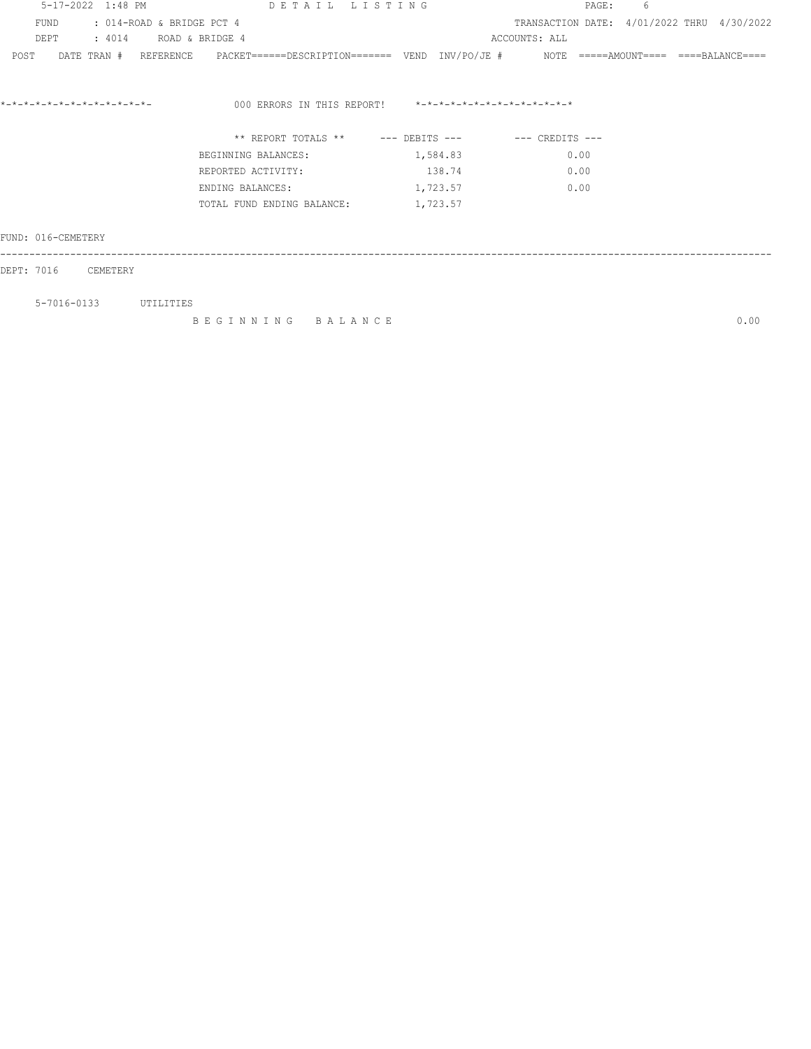FUND : 014-ROAD & BRIDGE PCT 4 TRANSACTION DATE: 4/01/2022 THRU 4/30/2022

DEPT : 4014 ROAD & BRIDGE 4 ACCOUNTS: ALL

POST DATE TRAN # REFERENCE PACKET======DESCRIPTION======= VEND INV/PO/JE # NOTE =====AMOUNT==== ====BALANCE====

*-*-*-*-*-*-*-*-*-*-*-*-*-*- 000 ERRORS IN THIS REPORT! *-*-*-*-*-*-*-*-*-*-*-*-*-*

| ** REPORT TOTALS ** | --- DEBITS --- | --- CREDITS --- |
|---|---|---|
| BEGINNING BALANCES: | 1,584.83 | 0.00 |
| REPORTED ACTIVITY: | 138.74 | 0.00 |
| ENDING BALANCES: | 1,723.57 | 0.00 |
| TOTAL FUND ENDING BALANCE: | 1,723.57 | |

FUND: 016-CEMETERY

DEPT: 7016 CEMETERY

5-7016-0133 UTILITIES

B E G I N N I N G B A L A N C E 0.00